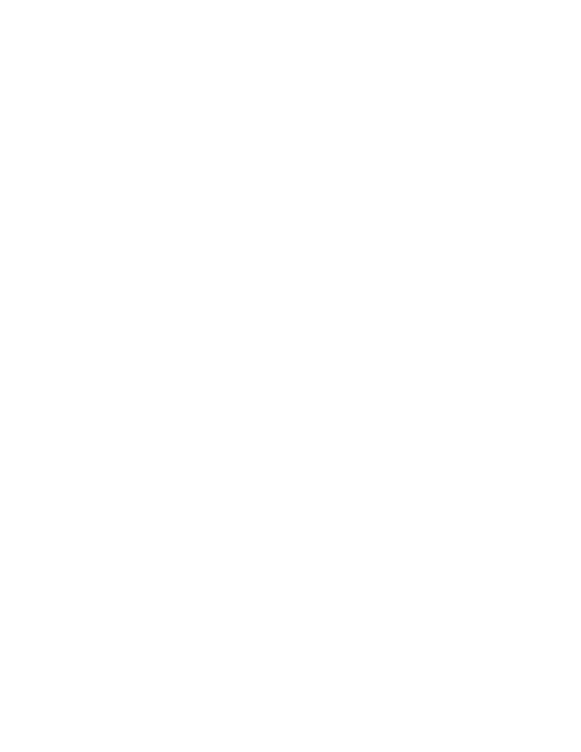## **AMENDED AGENDA**

## **Rogue Valley Metropolitan Planning Organization Policy Committee**



| Date:     | Tuesday, June 25, 2019                   |
|-----------|------------------------------------------|
| Time:     | 2:00 p.m.                                |
| Location: | Jefferson Conference Room                |
|           | RVCOG, 155 N. 1st Street, Central Point  |
|           | Transit: served by RVTD Route #40        |
| Contact:  | Rebecca Schexnayder, RVCOG: 541-423-1375 |
|           | RVMPO website: www.rvmpo.org             |

| 1                                                                       | <b>Call to Order / Introductions / Review Agenda</b>                                                                                                                                                                                                                                                                                                                                                                                                                                                                                             | <b>Mike</b><br><b>Ouilty,</b><br><b>Chair</b> |  |  |
|-------------------------------------------------------------------------|--------------------------------------------------------------------------------------------------------------------------------------------------------------------------------------------------------------------------------------------------------------------------------------------------------------------------------------------------------------------------------------------------------------------------------------------------------------------------------------------------------------------------------------------------|-----------------------------------------------|--|--|
| <b>Consent Agenda</b>                                                   |                                                                                                                                                                                                                                                                                                                                                                                                                                                                                                                                                  |                                               |  |  |
| $\overline{2}$                                                          | <b>Review / Approve Minutes</b>                                                                                                                                                                                                                                                                                                                                                                                                                                                                                                                  | <b>Chair</b>                                  |  |  |
| <b>Attachment</b>                                                       | #1   RVMPO Policy Committee Meeting Draft Minutes 20190528                                                                                                                                                                                                                                                                                                                                                                                                                                                                                       |                                               |  |  |
| <b>PUBLIC HEARING</b><br>Chair will read the public hearing procedures: |                                                                                                                                                                                                                                                                                                                                                                                                                                                                                                                                                  |                                               |  |  |
| 3                                                                       | Amendments to the 2018–2021 RVMPO<br><b>Transportation Improvement Program (TIP)</b>                                                                                                                                                                                                                                                                                                                                                                                                                                                             | <b>Ryan MacLaren</b>                          |  |  |
| <b>Background</b>                                                       | The Policy Committee will hold a public hearing to review and consider<br>adoption of amendments to the 2018–2021 Transportation Improvement<br>Program (TIP) to include the following projects:<br><b>North Couplet Pedestrian Crossing (Phoenix)</b><br>The 21-day public comment period and public hearing was advertised on June<br>3rd in the Medford Mail Tribune and information is currently available on the<br>RVMPO website. The TAC recommended approval of the amendment to the<br>Policy Committee at their June 12, 2019 meeting. |                                               |  |  |
| <b>Attachment</b>                                                       | #2   Memo: RTP/TIP Amendment                                                                                                                                                                                                                                                                                                                                                                                                                                                                                                                     |                                               |  |  |
| Action<br>Requested                                                     | Approve the $2018-2021$<br>Transportation Improvement Program<br>amendments.                                                                                                                                                                                                                                                                                                                                                                                                                                                                     | (TIP)                                         |  |  |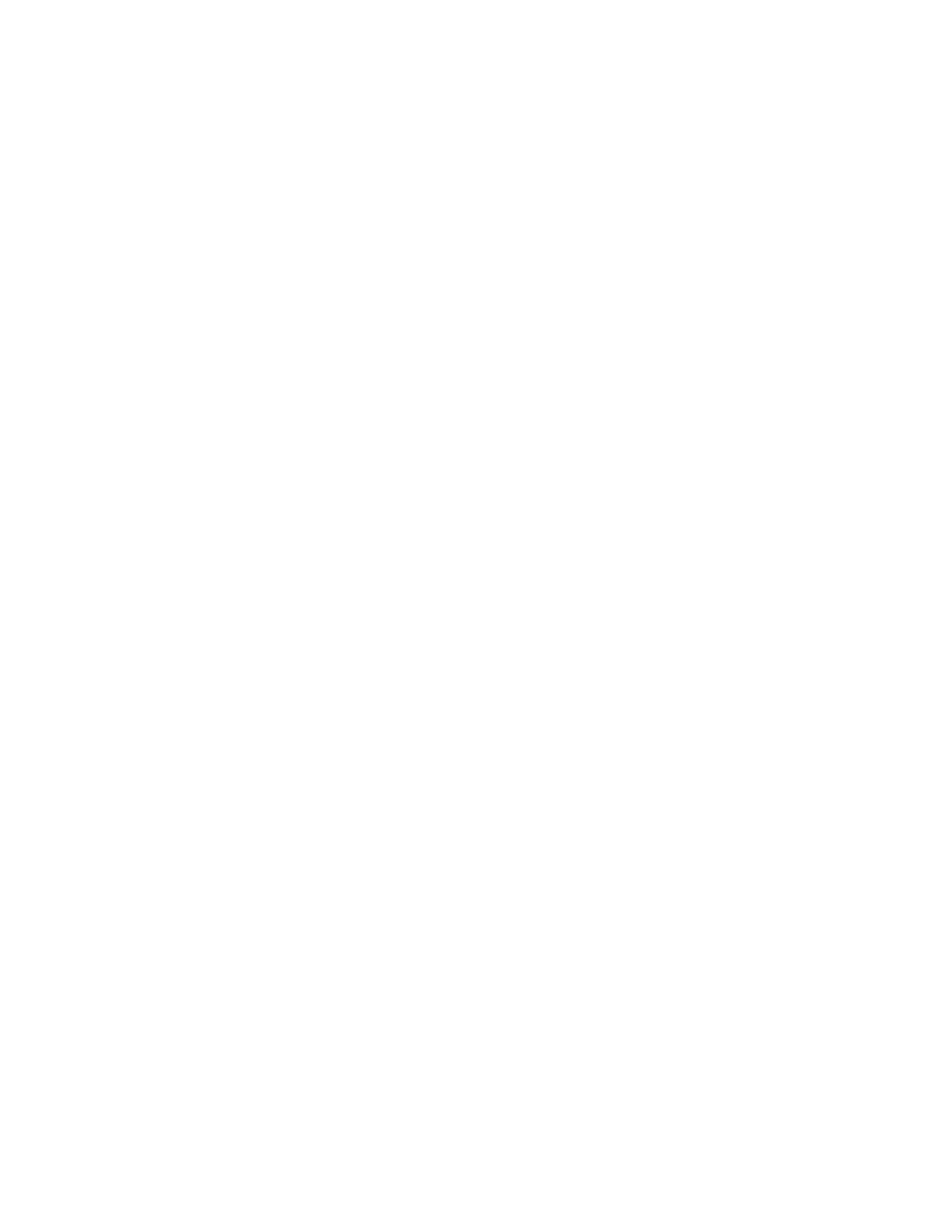| <b>Action Items</b>     |                                                                                                                                                                                                                                                                                                                                                                                                                                                                                                                                                                                                                                                                                                                                                                  |                        |  |  |  |
|-------------------------|------------------------------------------------------------------------------------------------------------------------------------------------------------------------------------------------------------------------------------------------------------------------------------------------------------------------------------------------------------------------------------------------------------------------------------------------------------------------------------------------------------------------------------------------------------------------------------------------------------------------------------------------------------------------------------------------------------------------------------------------------------------|------------------------|--|--|--|
| $\overline{\mathbf{4}}$ | <b>Discussion</b><br>and Resolution of Washington<br>St.<br><b>Extension</b>                                                                                                                                                                                                                                                                                                                                                                                                                                                                                                                                                                                                                                                                                     | <b>Karl Welzenbach</b> |  |  |  |
| <b>Background</b>       | The Washington Street Extension was a substitution project submitted by the<br>City of Ashland for the Nevada Street Bridge project. This substitution was a<br>subject of much discussion at the Technical Advisory Committee. Eventually,<br>the TAC recommended that the substitution be approved with the caveat of<br>ensuring that a median on OR 99 (either partial or whole) be included. The<br>TAC also recommended programming an additional \$35,000 to cover the cost<br>of the median. The Policy Committee approved these recommendations.<br>ODOT has now stated that the median cannot be built to work correctly.<br>Art Anderson has requested that this issue be brought back to the Policy<br>Committee for discussion and possible action. |                        |  |  |  |
| <b>Attachment</b>       | #3   Memo on Reallocation of STBG Funds: Ashland                                                                                                                                                                                                                                                                                                                                                                                                                                                                                                                                                                                                                                                                                                                 |                        |  |  |  |
| Action<br>Requested     | Discussion and Determination by the Policy Committee.                                                                                                                                                                                                                                                                                                                                                                                                                                                                                                                                                                                                                                                                                                            |                        |  |  |  |
| 5                       | Review and Authorization for Chair to Sign Letter of<br>Support for the City of Medford's BUILD Grant<br><b>Application</b>                                                                                                                                                                                                                                                                                                                                                                                                                                                                                                                                                                                                                                      | <b>Karl Welzenbach</b> |  |  |  |
| <b>Background</b>       | The City of Medford is submitting a grant application for a \$20.5 million<br>federal grant to help fund improvements to the City's North Phoenix<br>Rd/Foothills Rd. "Mega-Corridor".                                                                                                                                                                                                                                                                                                                                                                                                                                                                                                                                                                           |                        |  |  |  |
| <b>Attachment</b>       | #4   Draft Letter of Support                                                                                                                                                                                                                                                                                                                                                                                                                                                                                                                                                                                                                                                                                                                                     |                        |  |  |  |
| Action<br>Requested     | Review and authorization by the Policy Committee for Chair to sign letter of support<br>on behalf of the RVMPO.                                                                                                                                                                                                                                                                                                                                                                                                                                                                                                                                                                                                                                                  |                        |  |  |  |
| <b>Discussion Items</b> |                                                                                                                                                                                                                                                                                                                                                                                                                                                                                                                                                                                                                                                                                                                                                                  |                        |  |  |  |
| 6                       | <b>Public Comment</b>                                                                                                                                                                                                                                                                                                                                                                                                                                                                                                                                                                                                                                                                                                                                            | <b>Chair</b>           |  |  |  |
| <b>Regular Updates</b>  |                                                                                                                                                                                                                                                                                                                                                                                                                                                                                                                                                                                                                                                                                                                                                                  |                        |  |  |  |
| 7                       | <b>RVMPO Planning Update</b>                                                                                                                                                                                                                                                                                                                                                                                                                                                                                                                                                                                                                                                                                                                                     | <b>Karl Welzenbach</b> |  |  |  |
| 8                       | <b>Other Business / Local Business</b><br>Opportunity for RVMPO member jurisdictions to talk about<br>transportation planning projects.                                                                                                                                                                                                                                                                                                                                                                                                                                                                                                                                                                                                                          | <b>Chair</b>           |  |  |  |
| 9                       | <b>Adjournment</b>                                                                                                                                                                                                                                                                                                                                                                                                                                                                                                                                                                                                                                                                                                                                               | <b>Chair</b>           |  |  |  |